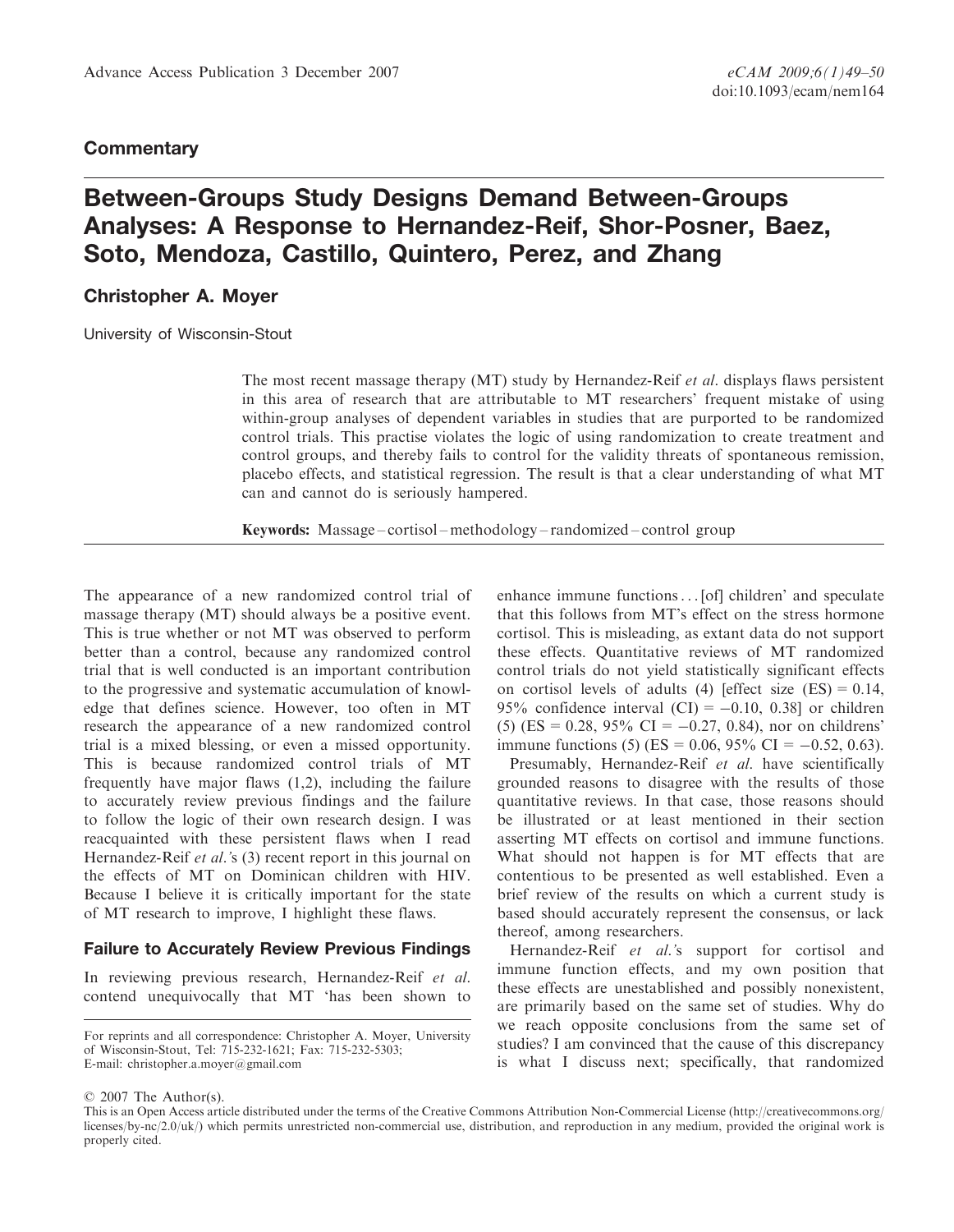## Commentary

# Between-Groups Study Designs Demand Between-Groups Analyses: A Response to Hernandez-Reif, Shor-Posner, Baez, Soto, Mendoza, Castillo, Quintero, Perez, and Zhang

**Christopher A. Moyer**

University of Wisconsin-Stout

The most recent massage therapy (MT) study by Hernandez-Reif *et al.* displays flaws persistent in this area of research that are attributable to MT researchers' frequent mistake of using within-group analyses of dependent variables in studies that are purported to be randomized control trials. This practise violates the logic of using randomization to create treatment and control groups, and thereby fails to control for the validity threats of spontaneous remission, placebo effects, and statistical regression. The result is that a clear understanding of what MT can and cannot do is seriously hampered.

**Keywords:** Massage – cortisol – methodology – randomized – control group

The appearance of a new randomized control trial of massage therapy (MT) should always be a positive event. This is true whether or not MT was observed to perform better than a control, because any randomized control trial that is well conducted is an important contribution to the progressive and systematic accumulation of knowledge that defines science. However, too often in MT research the appearance of a new randomized control trial is a mixed blessing, or even a missed opportunity. This is because randomized control trials of MT frequently have major flaws (1,2), including the failure to accurately review previous findings and the failure to follow the logic of their own research design. I was reacquainted with these persistent flaws when I read Hernandez-Reif *et al.*'s (3) recent report in this journal on the effects of MT on Dominican children with HIV. Because I believe it is critically important for the state of MT research to improve, I highlight these flaws.

### Failure to Accurately Review Previous Findings

In reviewing previous research, Hernandez-Reif *et al.* contend unequivocally that MT 'has been shown to enhance immune functions . . . [of] children' and speculate that this follows from MT's effect on the stress hormone cortisol. This is misleading, as extant data do not support these effects. Quantitative reviews of MT randomized control trials do not yield statistically significant effects on cortisol levels of adults (4) [effect size (ES) = 0.14, 95% confidence interval (CI) = −0.10, 0.38] or children (5) (ES = 0.28, 95% CI = −0.27, 0.84), nor on childrens' immune functions (5) (ES = 0.06, 95% CI = −0.52, 0.63).

Presumably, Hernandez-Reif *et al.* have scientifically grounded reasons to disagree with the results of those quantitative reviews. In that case, those reasons should be illustrated or at least mentioned in their section asserting MT effects on cortisol and immune functions. What should not happen is for MT effects that are contentious to be presented as well established. Even a brief review of the results on which a current study is based should accurately represent the consensus, or lack thereof, among researchers.

Hernandez-Reif *et al.*'s support for cortisol and immune function effects, and my own position that these effects are unestablished and possibly nonexistent, are primarily based on the same set of studies. Why do we reach opposite conclusions from the same set of studies? I am convinced that the cause of this discrepancy is what I discuss next; specifically, that randomized

For reprints and all correspondence: Christopher A. Moyer, University of Wisconsin-Stout, Tel: 715-232-1621; Fax: 715-232-5303; E-mail: christopher.a.moyer@gmail.com

© 2007 The Author(s).
This is an Open Access article distributed under the terms of the Creative Commons Attribution Non-Commercial License (http://creativecommons.org/licenses/by-nc/2.0/uk/) which permits unrestricted non-commercial use, distribution, and reproduction in any medium, provided the original work is properly cited.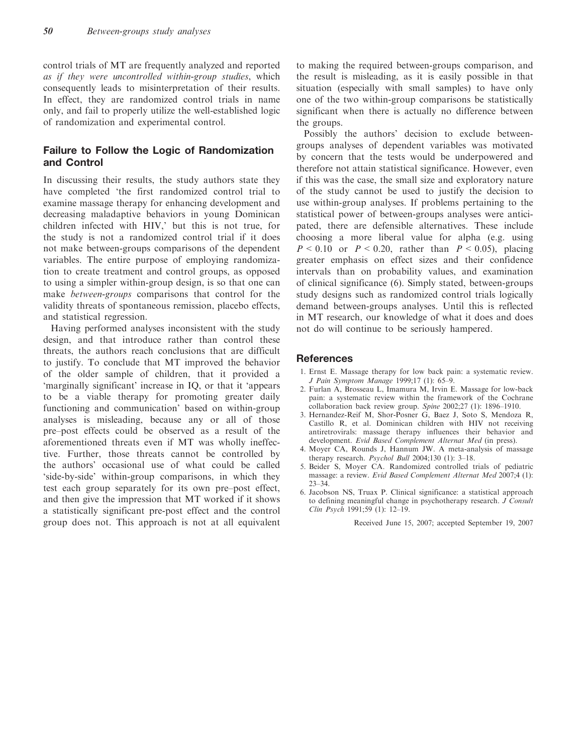control trials of MT are frequently analyzed and reported *as if they were uncontrolled within-group studies*, which consequently leads to misinterpretation of their results. In effect, they are randomized control trials in name only, and fail to properly utilize the well-established logic of randomization and experimental control.

## Failure to Follow the Logic of Randomization and Control

In discussing their results, the study authors state they have completed 'the first randomized control trial to examine massage therapy for enhancing development and decreasing maladaptive behaviors in young Dominican children infected with HIV,' but this is not true, for the study is not a randomized control trial if it does not make between-groups comparisons of the dependent variables. The entire purpose of employing randomization to create treatment and control groups, as opposed to using a simpler within-group design, is so that one can make *between-groups* comparisons that control for the validity threats of spontaneous remission, placebo effects, and statistical regression.

Having performed analyses inconsistent with the study design, and that introduce rather than control these threats, the authors reach conclusions that are difficult to justify. To conclude that MT improved the behavior of the older sample of children, that it provided a 'marginally significant' increase in IQ, or that it 'appears to be a viable therapy for promoting greater daily functioning and communication' based on within-group analyses is misleading, because any or all of those pre–post effects could be observed as a result of the aforementioned threats even if MT was wholly ineffective. Further, those threats cannot be controlled by the authors' occasional use of what could be called 'side-by-side' within-group comparisons, in which they test each group separately for its own pre–post effect, and then give the impression that MT worked if it shows a statistically significant pre-post effect and the control group does not. This approach is not at all equivalent to making the required between-groups comparison, and the result is misleading, as it is easily possible in that situation (especially with small samples) to have only one of the two within-group comparisons be statistically significant when there is actually no difference between the groups.

Possibly the authors' decision to exclude between-groups analyses of dependent variables was motivated by concern that the tests would be underpowered and therefore not attain statistical significance. However, even if this was the case, the small size and exploratory nature of the study cannot be used to justify the decision to use within-group analyses. If problems pertaining to the statistical power of between-groups analyses were anticipated, there are defensible alternatives. These include choosing a more liberal value for alpha (e.g. using $P < 0.10$ or $P < 0.20$, rather than $P < 0.05$), placing greater emphasis on effect sizes and their confidence intervals than on probability values, and examination of clinical significance (6). Simply stated, between-groups study designs such as randomized control trials logically demand between-groups analyses. Until this is reflected in MT research, our knowledge of what it does and does not do will continue to be seriously hampered.

## References

1. Ernst E. Massage therapy for low back pain: a systematic review. *J Pain Symptom Manage* 1999;17 (1): 65–9.
2. Furlan A, Brosseau L, Imamura M, Irvin E. Massage for low-back pain: a systematic review within the framework of the Cochrane collaboration back review group. *Spine* 2002;27 (1): 1896–1910.
3. Hernandez-Reif M, Shor-Posner G, Baez J, Soto S, Mendoza R, Castillo R, et al. Dominican children with HIV not receiving antiretrovirals: massage therapy influences their behavior and development. *Evid Based Complement Alternat Med* (in press).
4. Moyer CA, Rounds J, Hannum JW. A meta-analysis of massage therapy research. *Psychol Bull* 2004;130 (1): 3–18.
5. Beider S, Moyer CA. Randomized controlled trials of pediatric massage: a review. *Evid Based Complement Alternat Med* 2007;4 (1): 23–34.
6. Jacobson NS, Truax P. Clinical significance: a statistical approach to defining meaningful change in psychotherapy research. *J Consult Clin Psych* 1991;59 (1): 12–19.

Received June 15, 2007; accepted September 19, 2007